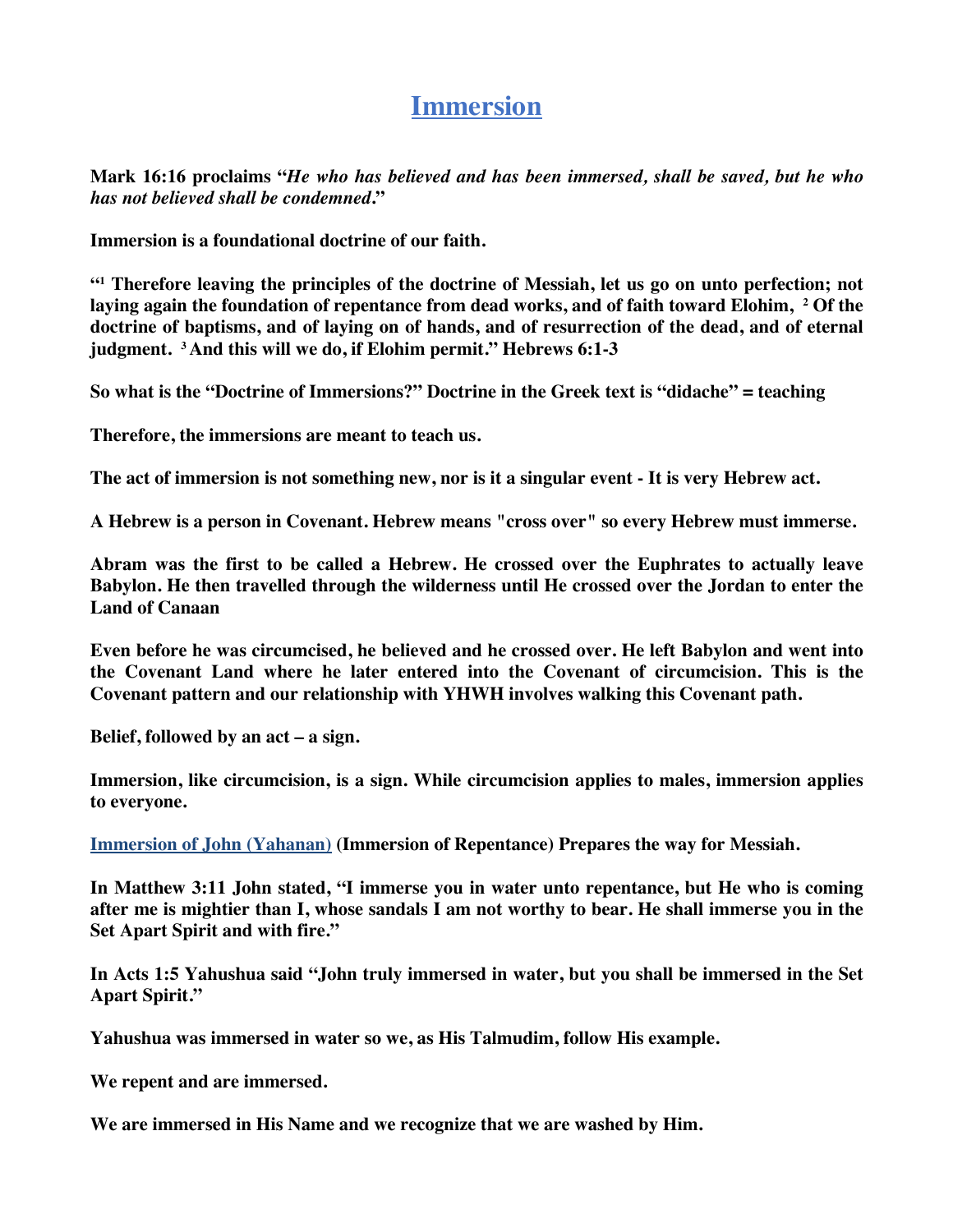# Immersion

**Mark 16:16 proclaims "*He who has believed and has been immersed, shall be saved, but he who has not believed shall be condemned*."**

**Immersion is a foundational doctrine of our faith.**

**"[1] Therefore leaving the principles of the doctrine of Messiah, let us go on unto perfection; not laying again the foundation of repentance from dead works, and of faith toward Elohim, [2] Of the doctrine of baptisms, and of laying on of hands, and of resurrection of the dead, and of eternal judgment. [3] And this will we do, if Elohim permit." Hebrews 6:1-3**

**So what is the "Doctrine of Immersions?" Doctrine in the Greek text is "didache" = teaching**

**Therefore, the immersions are meant to teach us.**

**The act of immersion is not something new, nor is it a singular event - It is very Hebrew act.**

**A Hebrew is a person in Covenant. Hebrew means "cross over" so every Hebrew must immerse.**

**Abram was the first to be called a Hebrew. He crossed over the Euphrates to actually leave Babylon. He then travelled through the wilderness until He crossed over the Jordan to enter the Land of Canaan**

**Even before he was circumcised, he believed and he crossed over. He left Babylon and went into the Covenant Land where he later entered into the Covenant of circumcision. This is the Covenant pattern and our relationship with YHWH involves walking this Covenant path.**

**Belief, followed by an act – a sign.**

**Immersion, like circumcision, is a sign. While circumcision applies to males, immersion applies to everyone.**

**Immersion of John (Yahanan) (Immersion of Repentance) Prepares the way for Messiah.**

**In Matthew 3:11 John stated, "I immerse you in water unto repentance, but He who is coming after me is mightier than I, whose sandals I am not worthy to bear. He shall immerse you in the Set Apart Spirit and with fire."**

**In Acts 1:5 Yahushua said "John truly immersed in water, but you shall be immersed in the Set Apart Spirit."**

**Yahushua was immersed in water so we, as His Talmudim, follow His example.**

**We repent and are immersed.**

**We are immersed in His Name and we recognize that we are washed by Him.**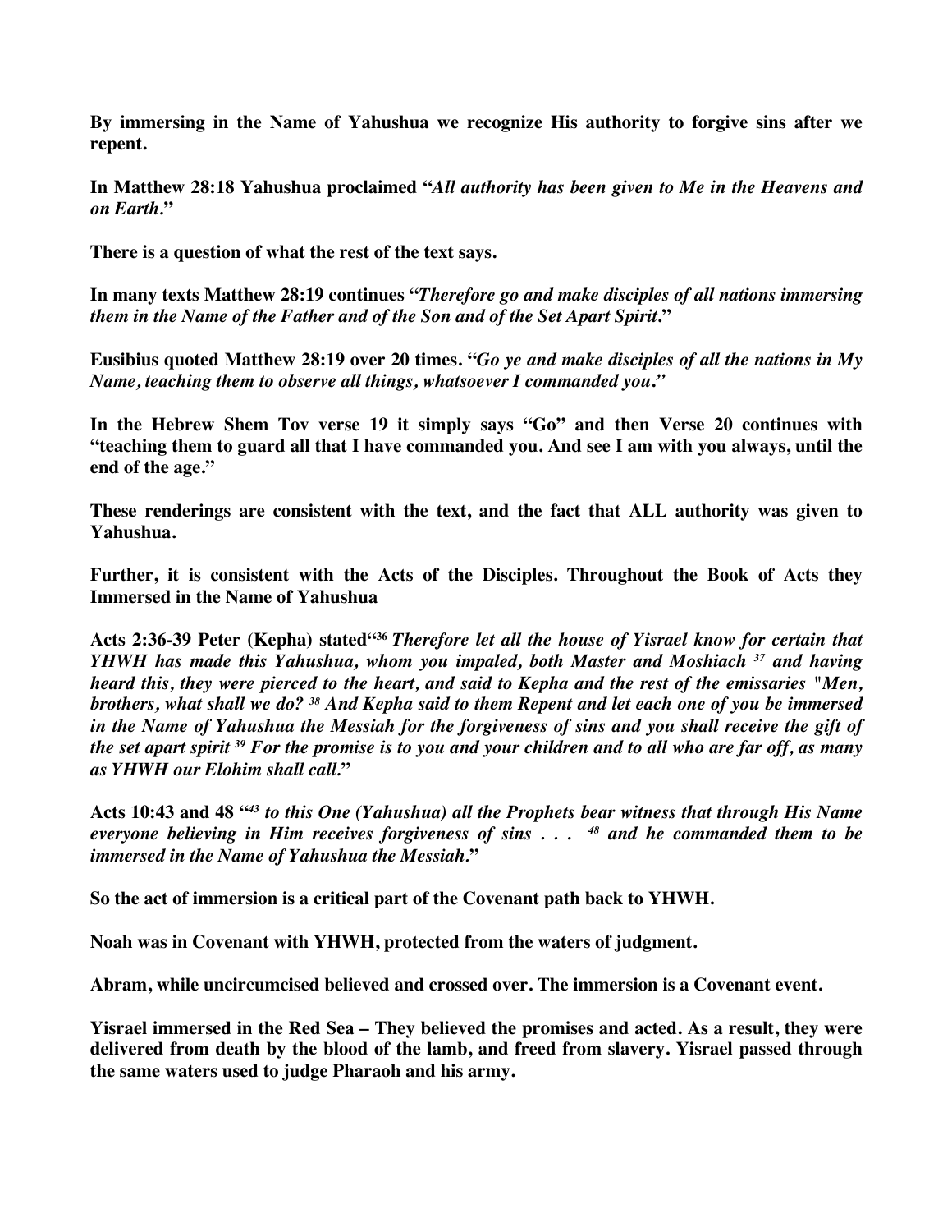**By immersing in the Name of Yahushua we recognize His authority to forgive sins after we repent.**

**In Matthew 28:18 Yahushua proclaimed "*All authority has been given to Me in the Heavens and on Earth*."**

**There is a question of what the rest of the text says.**

**In many texts Matthew 28:19 continues "*Therefore go and make disciples of all nations immersing them in the Name of the Father and of the Son and of the Set Apart Spirit*."**

**Eusibius quoted Matthew 28:19 over 20 times. "*Go ye and make disciples of all the nations in My Name, teaching them to observe all things, whatsoever I commanded you*."**

**In the Hebrew Shem Tov verse 19 it simply says "Go" and then Verse 20 continues with "teaching them to guard all that I have commanded you. And see I am with you always, until the end of the age."**

**These renderings are consistent with the text, and the fact that ALL authority was given to Yahushua.**

**Further, it is consistent with the Acts of the Disciples. Throughout the Book of Acts they Immersed in the Name of Yahushua**

**Acts 2:36-39 Peter (Kepha) stated"[36] *Therefore let all the house of Yisrael know for certain that YHWH has made this Yahushua, whom you impaled, both Master and Moshiach [37] and having heard this, they were pierced to the heart, and said to Kepha and the rest of the emissaries "Men, brothers, what shall we do? [38] And Kepha said to them Repent and let each one of you be immersed in the Name of Yahushua the Messiah for the forgiveness of sins and you shall receive the gift of the set apart spirit [39] For the promise is to you and your children and to all who are far off, as many as YHWH our Elohim shall call*."**

**Acts 10:43 and 48 "[43] *to this One (Yahushua) all the Prophets bear witness that through His Name everyone believing in Him receives forgiveness of sins . . . [48] and he commanded them to be immersed in the Name of Yahushua the Messiah*."**

**So the act of immersion is a critical part of the Covenant path back to YHWH.**

**Noah was in Covenant with YHWH, protected from the waters of judgment.**

**Abram, while uncircumcised believed and crossed over. The immersion is a Covenant event.**

**Yisrael immersed in the Red Sea – They believed the promises and acted. As a result, they were delivered from death by the blood of the lamb, and freed from slavery. Yisrael passed through the same waters used to judge Pharaoh and his army.**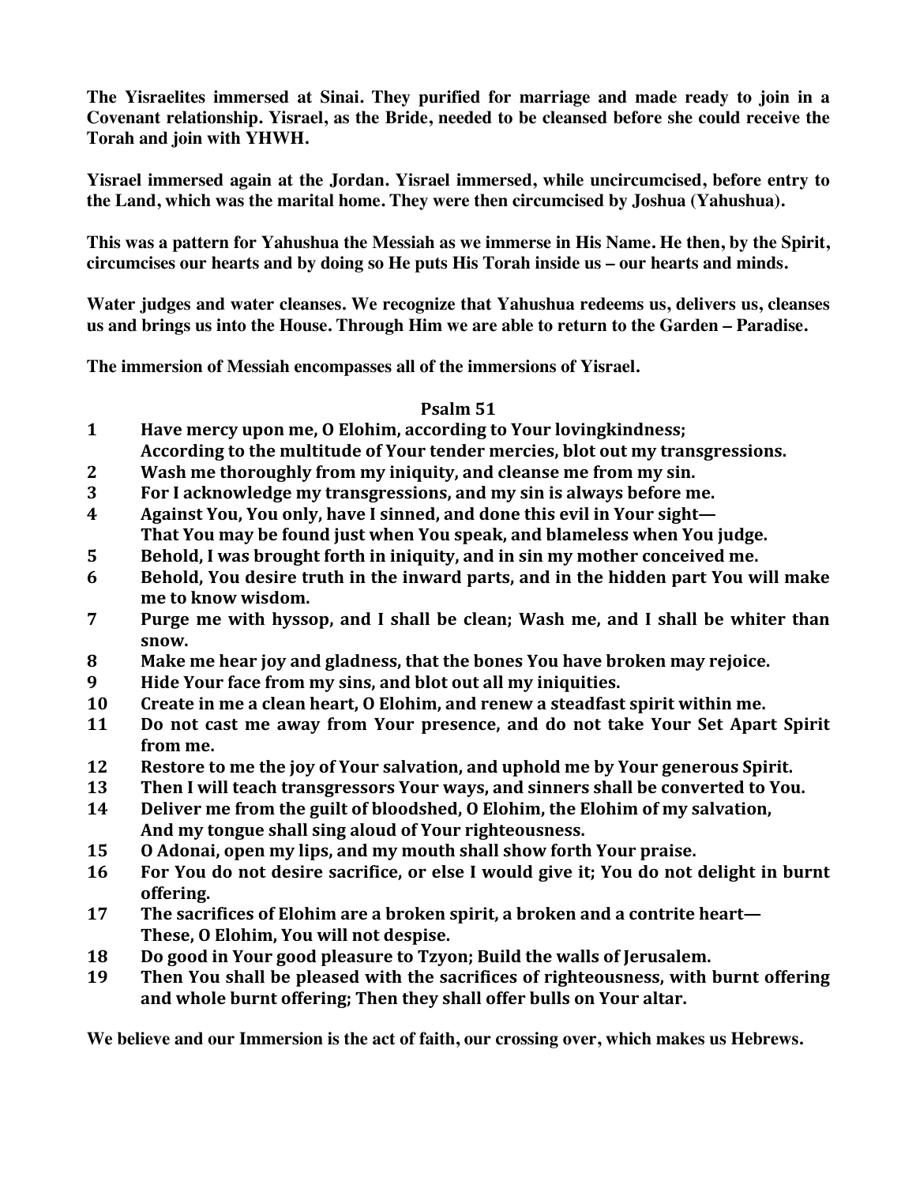**The Yisraelites immersed at Sinai. They purified for marriage and made ready to join in a Covenant relationship. Yisrael, as the Bride, needed to be cleansed before she could receive the Torah and join with YHWH.**

**Yisrael immersed again at the Jordan. Yisrael immersed, while uncircumcised, before entry to the Land, which was the marital home. They were then circumcised by Joshua (Yahushua).**

**This was a pattern for Yahushua the Messiah as we immerse in His Name. He then, by the Spirit, circumcises our hearts and by doing so He puts His Torah inside us – our hearts and minds.**

**Water judges and water cleanses. We recognize that Yahushua redeems us, delivers us, cleanses us and brings us into the House. Through Him we are able to return to the Garden – Paradise.**

**The immersion of Messiah encompasses all of the immersions of Yisrael.**

## Psalm 51

**1** **Have mercy upon me, O Elohim, according to Your lovingkindness;
According to the multitude of Your tender mercies, blot out my transgressions.**

**2** **Wash me thoroughly from my iniquity, and cleanse me from my sin.**

**3** **For I acknowledge my transgressions, and my sin is always before me.**

**4** **Against You, You only, have I sinned, and done this evil in Your sight—
That You may be found just when You speak, and blameless when You judge.**

**5** **Behold, I was brought forth in iniquity, and in sin my mother conceived me.**

**6** **Behold, You desire truth in the inward parts, and in the hidden part You will make me to know wisdom.**

**7** **Purge me with hyssop, and I shall be clean; Wash me, and I shall be whiter than snow.**

**8** **Make me hear joy and gladness, that the bones You have broken may rejoice.**

**9** **Hide Your face from my sins, and blot out all my iniquities.**

**10** **Create in me a clean heart, O Elohim, and renew a steadfast spirit within me.**

**11** **Do not cast me away from Your presence, and do not take Your Set Apart Spirit from me.**

**12** **Restore to me the joy of Your salvation, and uphold me by Your generous Spirit.**

**13** **Then I will teach transgressors Your ways, and sinners shall be converted to You.**

**14** **Deliver me from the guilt of bloodshed, O Elohim, the Elohim of my salvation,
And my tongue shall sing aloud of Your righteousness.**

**15** **O Adonai, open my lips, and my mouth shall show forth Your praise.**

**16** **For You do not desire sacrifice, or else I would give it; You do not delight in burnt offering.**

**17** **The sacrifices of Elohim are a broken spirit, a broken and a contrite heart—
These, O Elohim, You will not despise.**

**18** **Do good in Your good pleasure to Tzyon; Build the walls of Jerusalem.**

**19** **Then You shall be pleased with the sacrifices of righteousness, with burnt offering and whole burnt offering; Then they shall offer bulls on Your altar.**

**We believe and our Immersion is the act of faith, our crossing over, which makes us Hebrews.**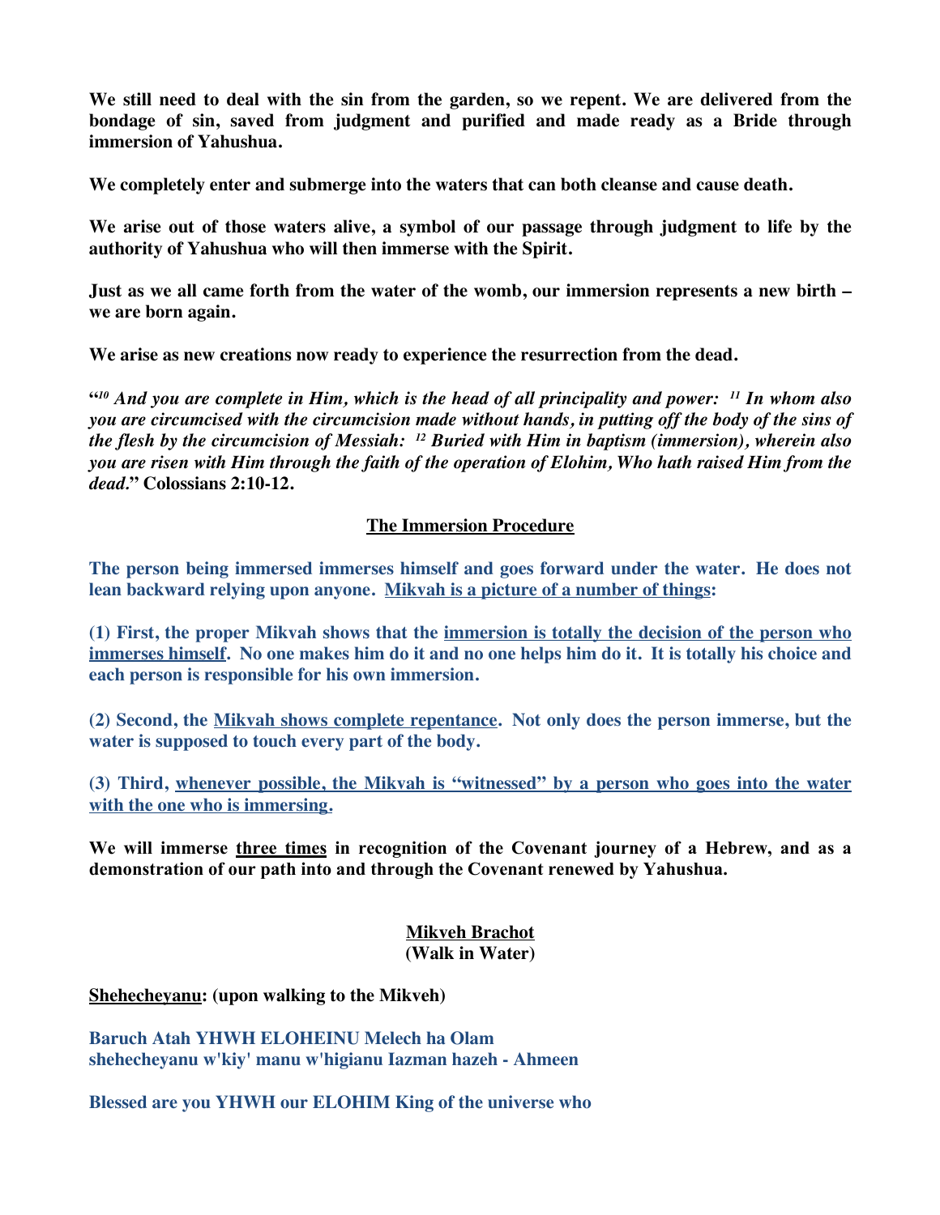**We still need to deal with the sin from the garden, so we repent. We are delivered from the bondage of sin, saved from judgment and purified and made ready as a Bride through immersion of Yahushua.**

**We completely enter and submerge into the waters that can both cleanse and cause death.**

**We arise out of those waters alive, a symbol of our passage through judgment to life by the authority of Yahushua who will then immerse with the Spirit.**

**Just as we all came forth from the water of the womb, our immersion represents a new birth – we are born again.**

**We arise as new creations now ready to experience the resurrection from the dead.**

**"*[10] And you are complete in Him, which is the head of all principality and power: [11] In whom also you are circumcised with the circumcision made without hands, in putting off the body of the sins of the flesh by the circumcision of Messiah: [12] Buried with Him in baptism (immersion), wherein also you are risen with Him through the faith of the operation of Elohim, Who hath raised Him from the dead.*" Colossians 2:10-12.**

## <u>The Immersion Procedure</u>

**The person being immersed immerses himself and goes forward under the water. He does not lean backward relying upon anyone. <u>Mikvah is a picture of a number of things</u>:**

**(1) First, the proper Mikvah shows that the <u>immersion is totally the decision of the person who immerses himself</u>. No one makes him do it and no one helps him do it. It is totally his choice and each person is responsible for his own immersion.**

**(2) Second, the <u>Mikvah shows complete repentance</u>. Not only does the person immerse, but the water is supposed to touch every part of the body.**

**(3) Third, <u>whenever possible, the Mikvah is "witnessed" by a person who goes into the water with the one who is immersing.</u>**

**We will immerse <u>three times</u> in recognition of the Covenant journey of a Hebrew, and as a demonstration of our path into and through the Covenant renewed by Yahushua.**

## <u>Mikveh Brachot</u>
**(Walk in Water)**

**<u>Shehecheyanu</u>: (upon walking to the Mikveh)**

**Baruch Atah YHWH ELOHEINU Melech ha Olam**
**shehecheyanu w'kiy' manu w'higianu Iazman hazeh - Ahmeen**

**Blessed are you YHWH our ELOHIM King of the universe who**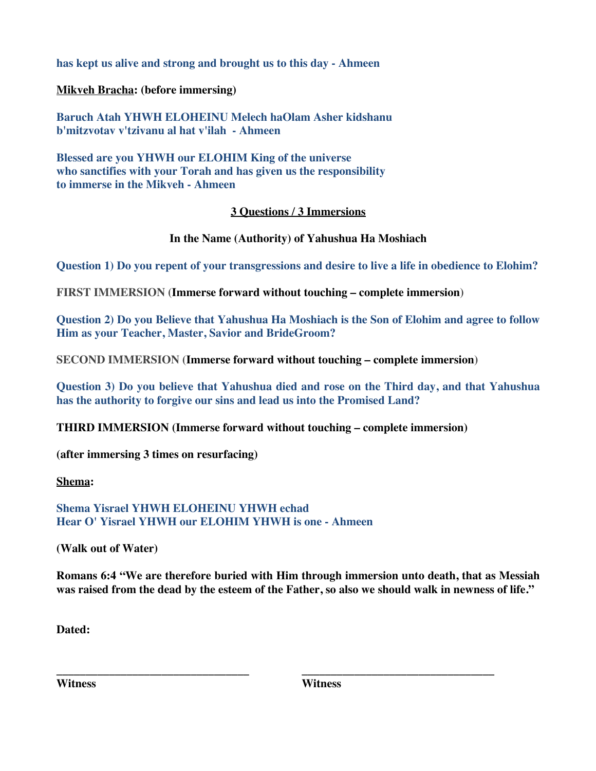**has kept us alive and strong and brought us to this day - Ahmeen**

**Mikveh Bracha: (before immersing)**

**Baruch Atah YHWH ELOHEINU Melech haOlam Asher kidshanu b'mitzvotav v'tzivanu al hat v'ilah - Ahmeen**

**Blessed are you YHWH our ELOHIM King of the universe who sanctifies with your Torah and has given us the responsibility to immerse in the Mikveh - Ahmeen**

**3 Questions / 3 Immersions**

**In the Name (Authority) of Yahushua Ha Moshiach**

**Question 1) Do you repent of your transgressions and desire to live a life in obedience to Elohim?**

**FIRST IMMERSION (Immerse forward without touching – complete immersion)**

**Question 2) Do you Believe that Yahushua Ha Moshiach is the Son of Elohim and agree to follow Him as your Teacher, Master, Savior and BrideGroom?**

**SECOND IMMERSION (Immerse forward without touching – complete immersion)**

**Question 3) Do you believe that Yahushua died and rose on the Third day, and that Yahushua has the authority to forgive our sins and lead us into the Promised Land?**

**THIRD IMMERSION (Immerse forward without touching – complete immersion)**

**(after immersing 3 times on resurfacing)**

**Shema:**

**Shema Yisrael YHWH ELOHEINU YHWH echad**
**Hear O' Yisrael YHWH our ELOHIM YHWH is one - Ahmeen**

**(Walk out of Water)**

**Romans 6:4 "We are therefore buried with Him through immersion unto death, that as Messiah was raised from the dead by the esteem of the Father, so also we should walk in newness of life."**

**Dated:**

**\_\_\_\_\_\_\_\_\_\_\_\_\_\_\_\_\_\_\_\_\_\_\_\_\_\_\_\_\_\_\_\_\_\_\_\_\_\_\_\_\_** **\_\_\_\_\_\_\_\_\_\_\_\_\_\_\_\_\_\_\_\_\_\_\_\_\_\_\_\_\_\_\_\_\_\_\_\_\_\_\_\_\_**

**Witness** **Witness**